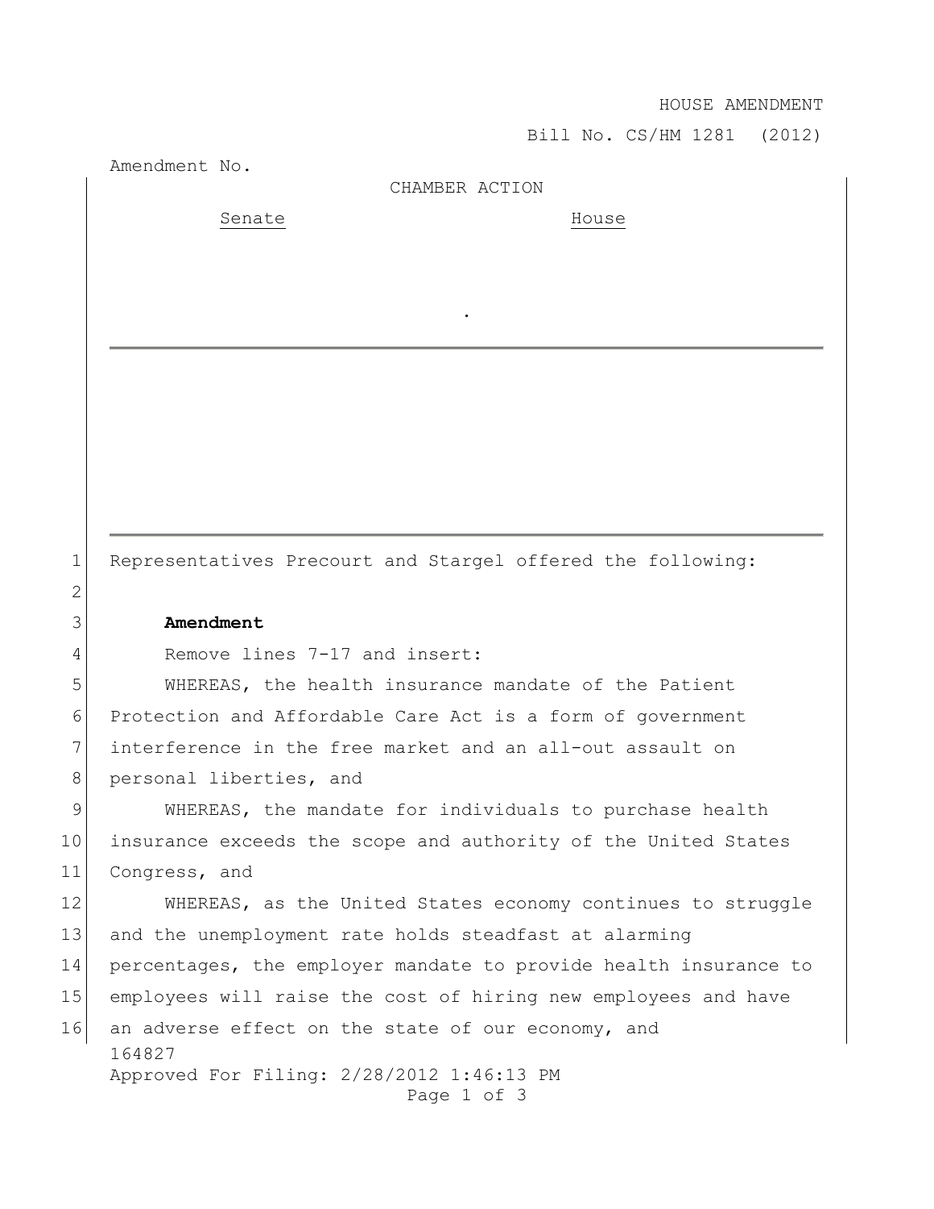HOUSE AMENDMENT

Bill No. CS/HM 1281 (2012)

Amendment No.

CHAMBER ACTION

Senate House

.

Representatives Precourt and Stargel offered the following:

**Amendment**

Remove lines 7-17 and insert:

WHEREAS, the health insurance mandate of the Patient Protection and Affordable Care Act is a form of government interference in the free market and an all-out assault on personal liberties, and

WHEREAS, the mandate for individuals to purchase health insurance exceeds the scope and authority of the United States Congress, and

WHEREAS, as the United States economy continues to struggle and the unemployment rate holds steadfast at alarming percentages, the employer mandate to provide health insurance to employees will raise the cost of hiring new employees and have an adverse effect on the state of our economy, and

164827

Approved For Filing: 2/28/2012 1:46:13 PM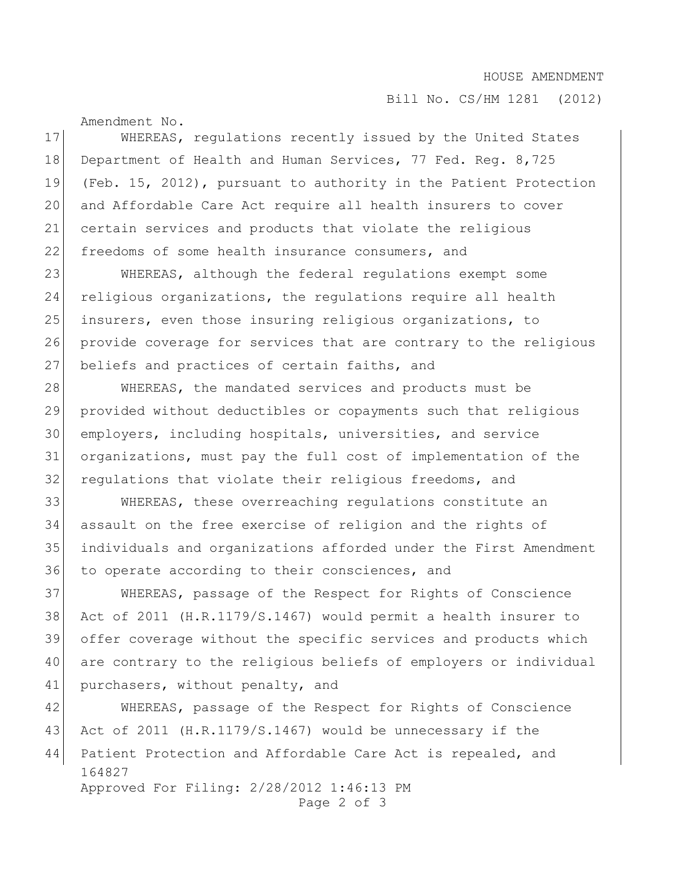WHEREAS, regulations recently issued by the United States Department of Health and Human Services, 77 Fed. Reg. 8,725 (Feb. 15, 2012), pursuant to authority in the Patient Protection and Affordable Care Act require all health insurers to cover certain services and products that violate the religious freedoms of some health insurance consumers, and

WHEREAS, although the federal regulations exempt some religious organizations, the regulations require all health insurers, even those insuring religious organizations, to provide coverage for services that are contrary to the religious beliefs and practices of certain faiths, and

WHEREAS, the mandated services and products must be provided without deductibles or copayments such that religious employers, including hospitals, universities, and service organizations, must pay the full cost of implementation of the regulations that violate their religious freedoms, and

WHEREAS, these overreaching regulations constitute an assault on the free exercise of religion and the rights of individuals and organizations afforded under the First Amendment to operate according to their consciences, and

WHEREAS, passage of the Respect for Rights of Conscience Act of 2011 (H.R.1179/S.1467) would permit a health insurer to offer coverage without the specific services and products which are contrary to the religious beliefs of employers or individual purchasers, without penalty, and

WHEREAS, passage of the Respect for Rights of Conscience Act of 2011 (H.R.1179/S.1467) would be unnecessary if the Patient Protection and Affordable Care Act is repealed, and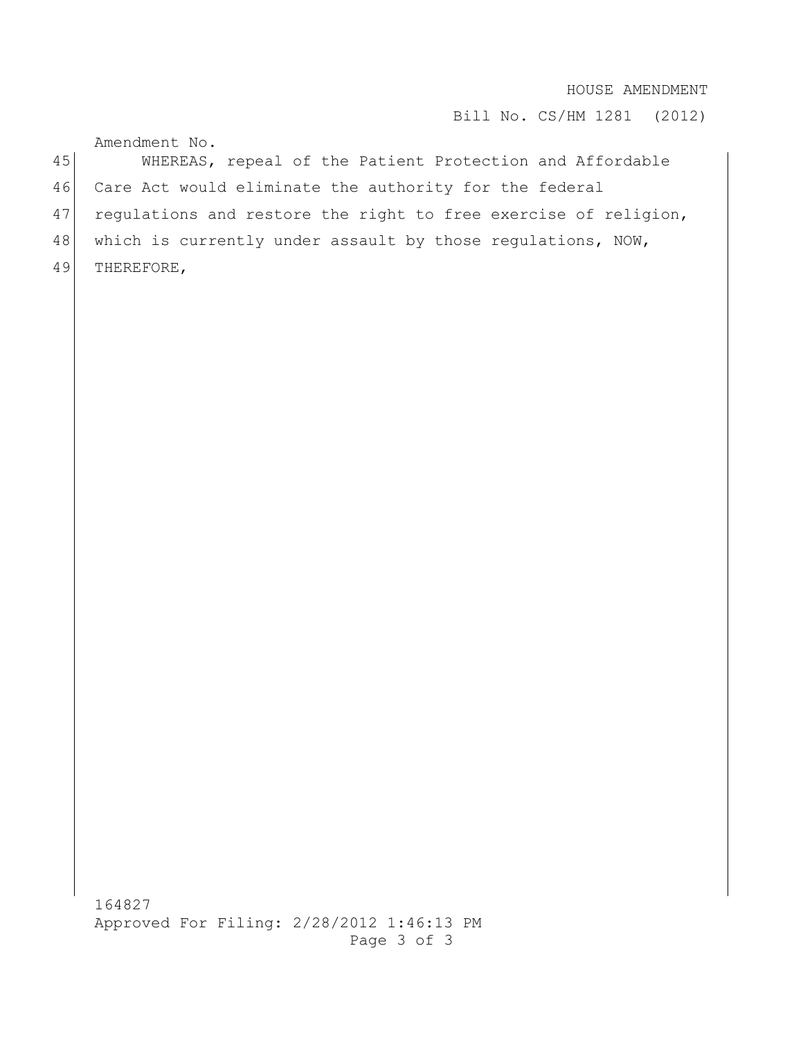WHEREAS, repeal of the Patient Protection and Affordable Care Act would eliminate the authority for the federal regulations and restore the right to free exercise of religion, which is currently under assault by those regulations, NOW, THEREFORE,

164827

Approved For Filing: 2/28/2012 1:46:13 PM